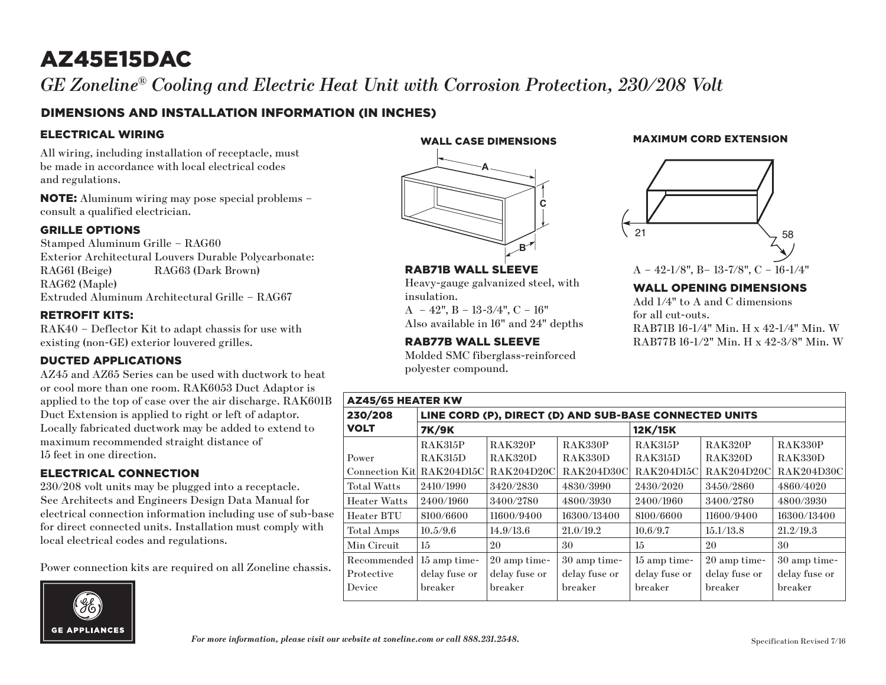# AZ45E15DAC

*GE Zoneline® Cooling and Electric Heat Unit with Corrosion Protection, 230/208 Volt*

## DIMENSIONS AND INSTALLATION INFORMATION (IN INCHES)

### ELECTRICAL WIRING

All wiring, including installation of receptacle, must be made in accordance with local electrical codes and regulations.

**NOTE:** Aluminum wiring may pose special problems – consult a qualified electrician.

### GRILLE OPTIONS

Stamped Aluminum Grille – RAG60
Exterior Architectural Louvers Durable Polycarbonate:
RAG61 (Beige) RAG63 (Dark Brown)
RAG62 (Maple)
Extruded Aluminum Architectural Grille – RAG67

### RETROFIT KITS:

RAK40 – Deflector Kit to adapt chassis for use with existing (non-GE) exterior louvered grilles.

### DUCTED APPLICATIONS

AZ45 and AZ65 Series can be used with ductwork to heat or cool more than one room. RAK6053 Duct Adaptor is applied to the top of case over the air discharge. RAK601B Duct Extension is applied to right or left of adaptor. Locally fabricated ductwork may be added to extend to maximum recommended straight distance of 15 feet in one direction.

### ELECTRICAL CONNECTION

230/208 volt units may be plugged into a receptacle. See Architects and Engineers Design Data Manual for electrical connection information including use of sub-base for direct connected units. Installation must comply with local electrical codes and regulations.

Power connection kits are required on all Zoneline chassis.

### WALL CASE DIMENSIONS

A
C
B

### RAB71B WALL SLEEVE

Heavy-gauge galvanized steel, with insulation.
A – 42", B – 13-3/4", C – 16"
Also available in 16" and 24" depths

### RAB77B WALL SLEEVE

Molded SMC fiberglass-reinforced polyester compound.

### MAXIMUM CORD EXTENSION

21
58

A – 42-1/8", B– 13-7/8", C – 16-1/4"

### WALL OPENING DIMENSIONS

Add 1/4" to A and C dimensions for all cut-outs.
RAB71B 16-1/4" Min. H x 42-1/4" Min. W
RAB77B 16-1/2" Min. H x 42-3/8" Min. W

| AZ45/65 HEATER KW | | | | | | |
|---|---|---|---|---|---|---|
| 230/208 VOLT | LINE CORD (P), DIRECT (D) AND SUB-BASE CONNECTED UNITS | | | | | |
| | 7K/9K | | | 12K/15K | | |
| Power Connection Kit | RAK315P RAK315D RAK204D15C | RAK320P RAK320D RAK204D20C | RAK330P RAK330D RAK204D30C | RAK315P RAK315D RAK204D15C | RAK320P RAK320D RAK204D20C | RAK330P RAK330D RAK204D30C |
| Total Watts | 2410/1990 | 3420/2830 | 4830/3990 | 2430/2020 | 3450/2860 | 4860/4020 |
| Heater Watts | 2400/1960 | 3400/2780 | 4800/3930 | 2400/1960 | 3400/2780 | 4800/3930 |
| Heater BTU | 8100/6600 | 11600/9400 | 16300/13400 | 8100/6600 | 11600/9400 | 16300/13400 |
| Total Amps | 10.5/9.6 | 14.9/13.6 | 21.0/19.2 | 10.6/9.7 | 15.1/13.8 | 21.2/19.3 |
| Min Circuit | 15 | 20 | 30 | 15 | 20 | 30 |
| Recommended Protective Device | 15 amp time-delay fuse or breaker | 20 amp time-delay fuse or breaker | 30 amp time-delay fuse or breaker | 15 amp time-delay fuse or breaker | 20 amp time-delay fuse or breaker | 30 amp time-delay fuse or breaker |

GE APPLIANCES

*For more information, please visit our website at zoneline.com or call 888.231.2548.*

Specification Revised 7/16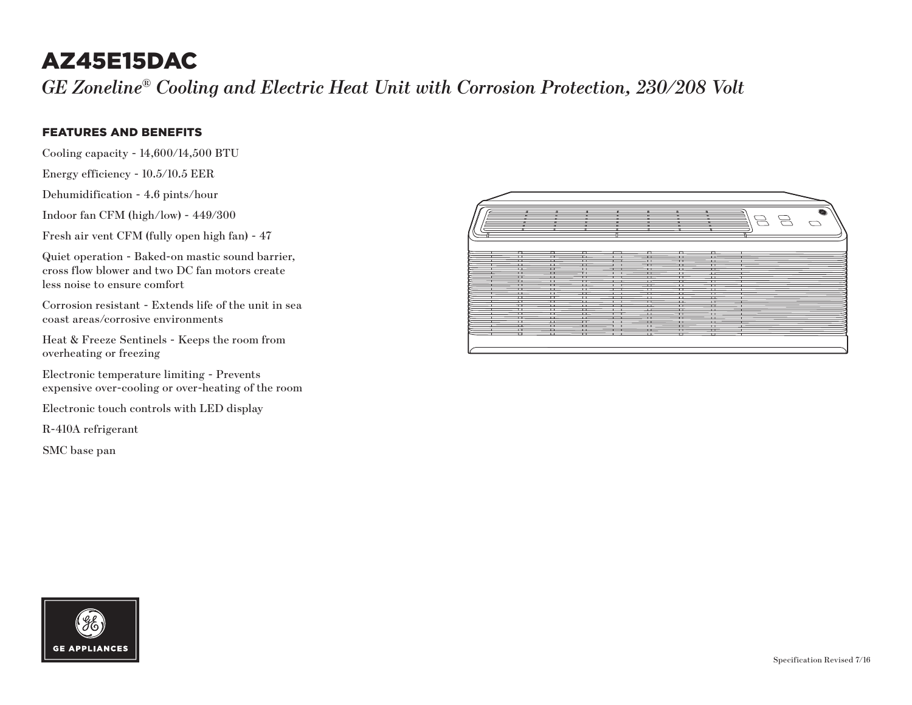# AZ45E15DAC

*GE Zoneline® Cooling and Electric Heat Unit with Corrosion Protection, 230/208 Volt*

## FEATURES AND BENEFITS

Cooling capacity - 14,600/14,500 BTU

Energy efficiency - 10.5/10.5 EER

Dehumidification - 4.6 pints/hour

Indoor fan CFM (high/low) - 449/300

Fresh air vent CFM (fully open high fan) - 47

Quiet operation - Baked-on mastic sound barrier, cross flow blower and two DC fan motors create less noise to ensure comfort

Corrosion resistant - Extends life of the unit in sea coast areas/corrosive environments

Heat & Freeze Sentinels - Keeps the room from overheating or freezing

Electronic temperature limiting - Prevents expensive over-cooling or over-heating of the room

Electronic touch controls with LED display

R-410A refrigerant

SMC base pan

GE APPLIANCES

Specification Revised 7/16